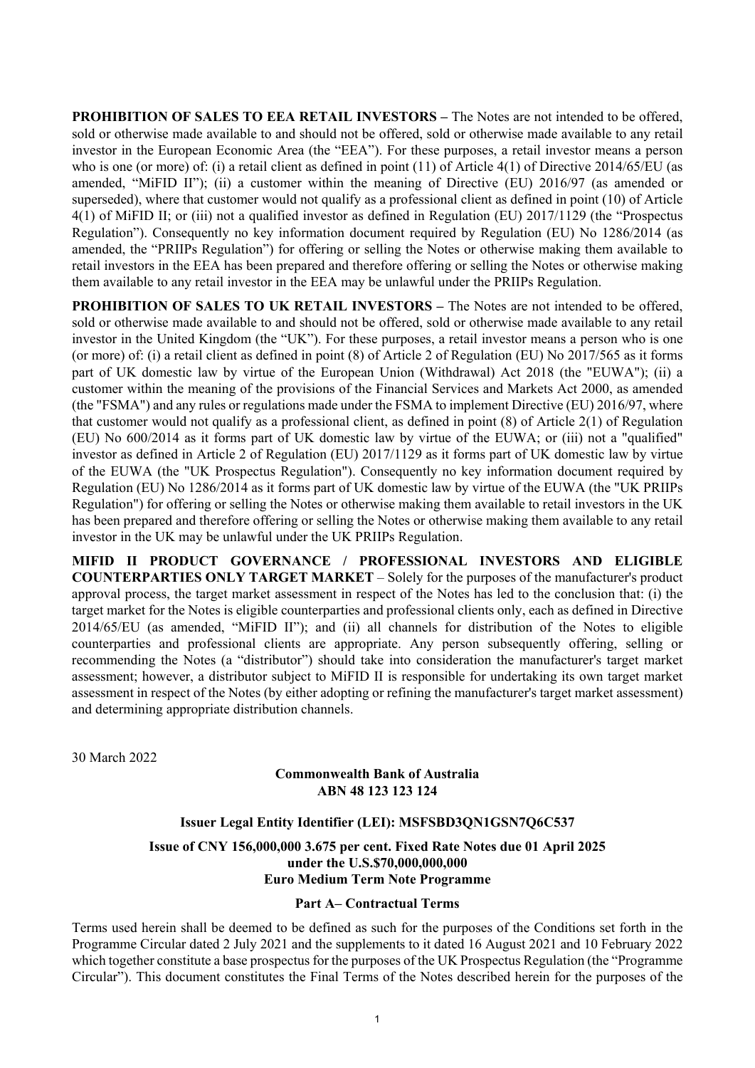**PROHIBITION OF SALES TO EEA RETAIL INVESTORS –** The Notes are not intended to be offered, sold or otherwise made available to and should not be offered, sold or otherwise made available to any retail investor in the European Economic Area (the "EEA"). For these purposes, a retail investor means a person who is one (or more) of: (i) a retail client as defined in point (11) of Article 4(1) of Directive 2014/65/EU (as amended, "MiFID II"); (ii) a customer within the meaning of Directive (EU) 2016/97 (as amended or superseded), where that customer would not qualify as a professional client as defined in point (10) of Article 4(1) of MiFID II; or (iii) not a qualified investor as defined in Regulation (EU) 2017/1129 (the "Prospectus Regulation"). Consequently no key information document required by Regulation (EU) No 1286/2014 (as amended, the "PRIIPs Regulation") for offering or selling the Notes or otherwise making them available to retail investors in the EEA has been prepared and therefore offering or selling the Notes or otherwise making them available to any retail investor in the EEA may be unlawful under the PRIIPs Regulation.

**PROHIBITION OF SALES TO UK RETAIL INVESTORS –** The Notes are not intended to be offered, sold or otherwise made available to and should not be offered, sold or otherwise made available to any retail investor in the United Kingdom (the "UK"). For these purposes, a retail investor means a person who is one (or more) of: (i) a retail client as defined in point (8) of Article 2 of Regulation (EU) No 2017/565 as it forms part of UK domestic law by virtue of the European Union (Withdrawal) Act 2018 (the "EUWA"); (ii) a customer within the meaning of the provisions of the Financial Services and Markets Act 2000, as amended (the "FSMA") and any rules or regulations made under the FSMA to implement Directive (EU) 2016/97, where that customer would not qualify as a professional client, as defined in point (8) of Article 2(1) of Regulation (EU) No 600/2014 as it forms part of UK domestic law by virtue of the EUWA; or (iii) not a "qualified" investor as defined in Article 2 of Regulation (EU) 2017/1129 as it forms part of UK domestic law by virtue of the EUWA (the "UK Prospectus Regulation"). Consequently no key information document required by Regulation (EU) No 1286/2014 as it forms part of UK domestic law by virtue of the EUWA (the "UK PRIIPs Regulation") for offering or selling the Notes or otherwise making them available to retail investors in the UK has been prepared and therefore offering or selling the Notes or otherwise making them available to any retail investor in the UK may be unlawful under the UK PRIIPs Regulation.

**MIFID II PRODUCT GOVERNANCE / PROFESSIONAL INVESTORS AND ELIGIBLE COUNTERPARTIES ONLY TARGET MARKET** – Solely for the purposes of the manufacturer's product approval process, the target market assessment in respect of the Notes has led to the conclusion that: (i) the target market for the Notes is eligible counterparties and professional clients only, each as defined in Directive 2014/65/EU (as amended, "MiFID II"); and (ii) all channels for distribution of the Notes to eligible counterparties and professional clients are appropriate. Any person subsequently offering, selling or recommending the Notes (a "distributor") should take into consideration the manufacturer's target market assessment; however, a distributor subject to MiFID II is responsible for undertaking its own target market assessment in respect of the Notes (by either adopting or refining the manufacturer's target market assessment) and determining appropriate distribution channels.

30 March 2022

**Commonwealth Bank of Australia**
**ABN 48 123 123 124**

**Issuer Legal Entity Identifier (LEI): MSFSBD3QN1GSN7Q6C537**

**Issue of CNY 156,000,000 3.675 per cent. Fixed Rate Notes due 01 April 2025**
**under the U.S.$70,000,000,000**
**Euro Medium Term Note Programme**

**Part A– Contractual Terms**

Terms used herein shall be deemed to be defined as such for the purposes of the Conditions set forth in the Programme Circular dated 2 July 2021 and the supplements to it dated 16 August 2021 and 10 February 2022 which together constitute a base prospectus for the purposes of the UK Prospectus Regulation (the "Programme Circular"). This document constitutes the Final Terms of the Notes described herein for the purposes of the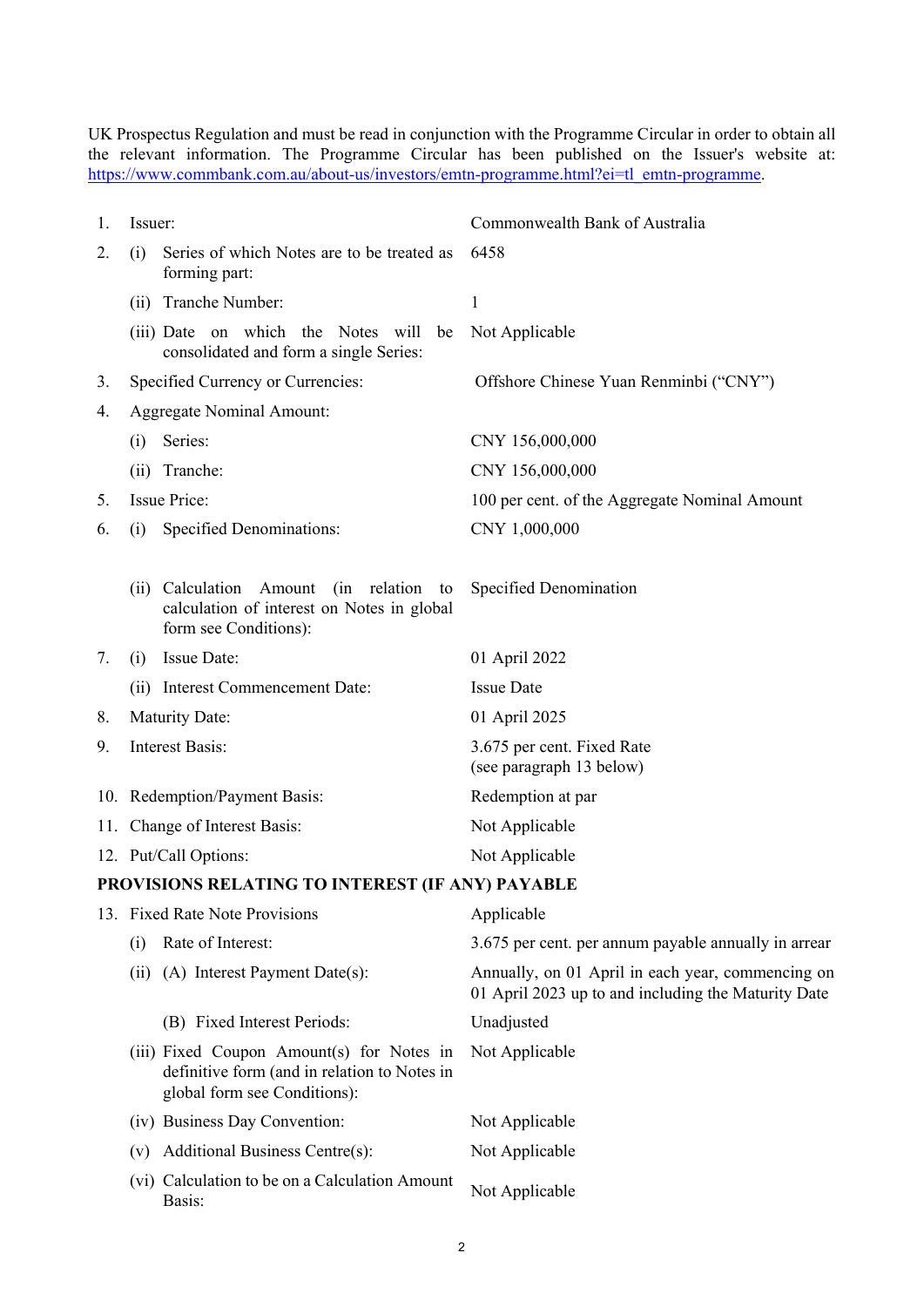UK Prospectus Regulation and must be read in conjunction with the Programme Circular in order to obtain all the relevant information. The Programme Circular has been published on the Issuer's website at: https://www.commbank.com.au/about-us/investors/emtn-programme.html?ei=tl_emtn-programme.

| | | |
|---|---|---|
| 1. | Issuer: | Commonwealth Bank of Australia |
| 2. | (i) Series of which Notes are to be treated as forming part: | 6458 |
| | (ii) Tranche Number: | 1 |
| | (iii) Date on which the Notes will be consolidated and form a single Series: | Not Applicable |
| 3. | Specified Currency or Currencies: | Offshore Chinese Yuan Renminbi ("CNY") |
| 4. | Aggregate Nominal Amount: | |
| | (i) Series: | CNY 156,000,000 |
| | (ii) Tranche: | CNY 156,000,000 |
| 5. | Issue Price: | 100 per cent. of the Aggregate Nominal Amount |
| 6. | (i) Specified Denominations: | CNY 1,000,000 |
| | (ii) Calculation Amount (in relation to calculation of interest on Notes in global form see Conditions): | Specified Denomination |
| 7. | (i) Issue Date: | 01 April 2022 |
| | (ii) Interest Commencement Date: | Issue Date |
| 8. | Maturity Date: | 01 April 2025 |
| 9. | Interest Basis: | 3.675 per cent. Fixed Rate (see paragraph 13 below) |
| 10. | Redemption/Payment Basis: | Redemption at par |
| 11. | Change of Interest Basis: | Not Applicable |
| 12. | Put/Call Options: | Not Applicable |

**PROVISIONS RELATING TO INTEREST (IF ANY) PAYABLE**

| | | |
|---|---|---|
| 13. | Fixed Rate Note Provisions | Applicable |
| | (i) Rate of Interest: | 3.675 per cent. per annum payable annually in arrear |
| | (ii) (A) Interest Payment Date(s): | Annually, on 01 April in each year, commencing on 01 April 2023 up to and including the Maturity Date |
| | (B) Fixed Interest Periods: | Unadjusted |
| | (iii) Fixed Coupon Amount(s) for Notes in definitive form (and in relation to Notes in global form see Conditions): | Not Applicable |
| | (iv) Business Day Convention: | Not Applicable |
| | (v) Additional Business Centre(s): | Not Applicable |
| | (vi) Calculation to be on a Calculation Amount Basis: | Not Applicable |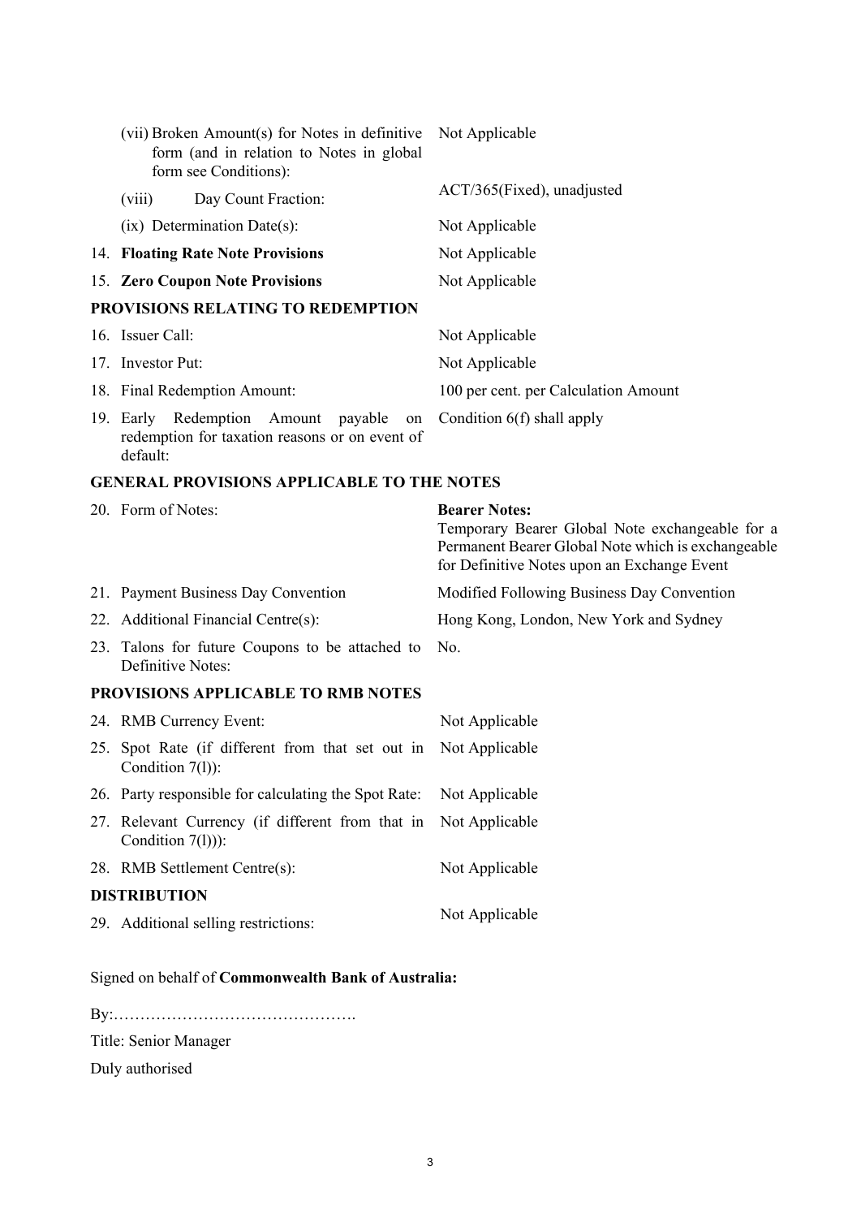| | |
|---|---|
| (vii) Broken Amount(s) for Notes in definitive form (and in relation to Notes in global form see Conditions): | Not Applicable |
| (viii) Day Count Fraction: | ACT/365(Fixed), unadjusted |
| (ix) Determination Date(s): | Not Applicable |
| 14. **Floating Rate Note Provisions** | Not Applicable |
| 15. **Zero Coupon Note Provisions** | Not Applicable |

**PROVISIONS RELATING TO REDEMPTION**

| | |
|---|---|
| 16. Issuer Call: | Not Applicable |
| 17. Investor Put: | Not Applicable |
| 18. Final Redemption Amount: | 100 per cent. per Calculation Amount |
| 19. Early Redemption Amount payable on redemption for taxation reasons or on event of default: | Condition 6(f) shall apply |

**GENERAL PROVISIONS APPLICABLE TO THE NOTES**

| | |
|---|---|
| 20. Form of Notes: | **Bearer Notes:** Temporary Bearer Global Note exchangeable for a Permanent Bearer Global Note which is exchangeable for Definitive Notes upon an Exchange Event |
| 21. Payment Business Day Convention | Modified Following Business Day Convention |
| 22. Additional Financial Centre(s): | Hong Kong, London, New York and Sydney |
| 23. Talons for future Coupons to be attached to Definitive Notes: | No. |

**PROVISIONS APPLICABLE TO RMB NOTES**

| | |
|---|---|
| 24. RMB Currency Event: | Not Applicable |
| 25. Spot Rate (if different from that set out in Condition 7(l)): | Not Applicable |
| 26. Party responsible for calculating the Spot Rate: | Not Applicable |
| 27. Relevant Currency (if different from that in Condition 7(l))): | Not Applicable |
| 28. RMB Settlement Centre(s): | Not Applicable |

**DISTRIBUTION**

| | |
|---|---|
| 29. Additional selling restrictions: | Not Applicable |

Signed on behalf of **Commonwealth Bank of Australia:**

By:……………………………………….

Title: Senior Manager

Duly authorised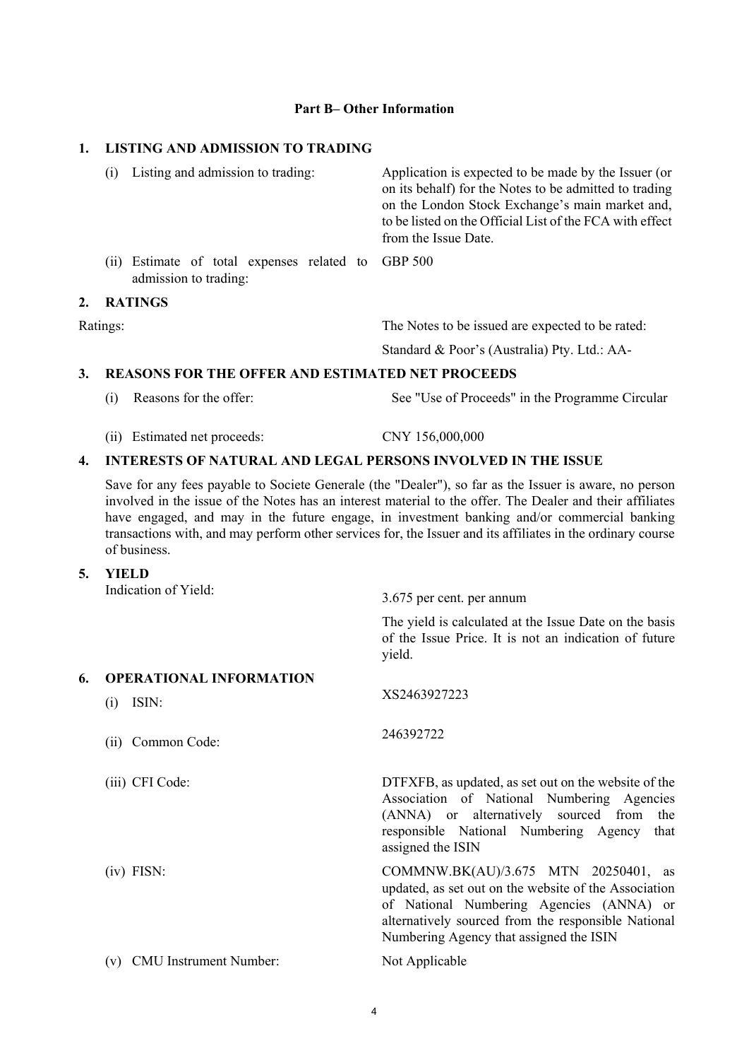## Part B– Other Information

### 1. LISTING AND ADMISSION TO TRADING

| | |
|---|---|
| (i) Listing and admission to trading: | Application is expected to be made by the Issuer (or on its behalf) for the Notes to be admitted to trading on the London Stock Exchange's main market and, to be listed on the Official List of the FCA with effect from the Issue Date. |
| (ii) Estimate of total expenses related to admission to trading: | GBP 500 |

### 2. RATINGS

| | |
|---|---|
| Ratings: | The Notes to be issued are expected to be rated: |
| | Standard & Poor's (Australia) Pty. Ltd.: AA- |

### 3. REASONS FOR THE OFFER AND ESTIMATED NET PROCEEDS

| | |
|---|---|
| (i) Reasons for the offer: | See "Use of Proceeds" in the Programme Circular |
| (ii) Estimated net proceeds: | CNY 156,000,000 |

### 4. INTERESTS OF NATURAL AND LEGAL PERSONS INVOLVED IN THE ISSUE

Save for any fees payable to Societe Generale (the "Dealer"), so far as the Issuer is aware, no person involved in the issue of the Notes has an interest material to the offer. The Dealer and their affiliates have engaged, and may in the future engage, in investment banking and/or commercial banking transactions with, and may perform other services for, the Issuer and its affiliates in the ordinary course of business.

### 5. YIELD

| | |
|---|---|
| Indication of Yield: | 3.675 per cent. per annum |
| | The yield is calculated at the Issue Date on the basis of the Issue Price. It is not an indication of future yield. |

### 6. OPERATIONAL INFORMATION

| | |
|---|---|
| (i) ISIN: | XS2463927223 |
| (ii) Common Code: | 246392722 |
| (iii) CFI Code: | DTFXFB, as updated, as set out on the website of the Association of National Numbering Agencies (ANNA) or alternatively sourced from the responsible National Numbering Agency that assigned the ISIN |
| (iv) FISN: | COMMNW.BK(AU)/3.675 MTN 20250401, as updated, as set out on the website of the Association of National Numbering Agencies (ANNA) or alternatively sourced from the responsible National Numbering Agency that assigned the ISIN |
| (v) CMU Instrument Number: | Not Applicable |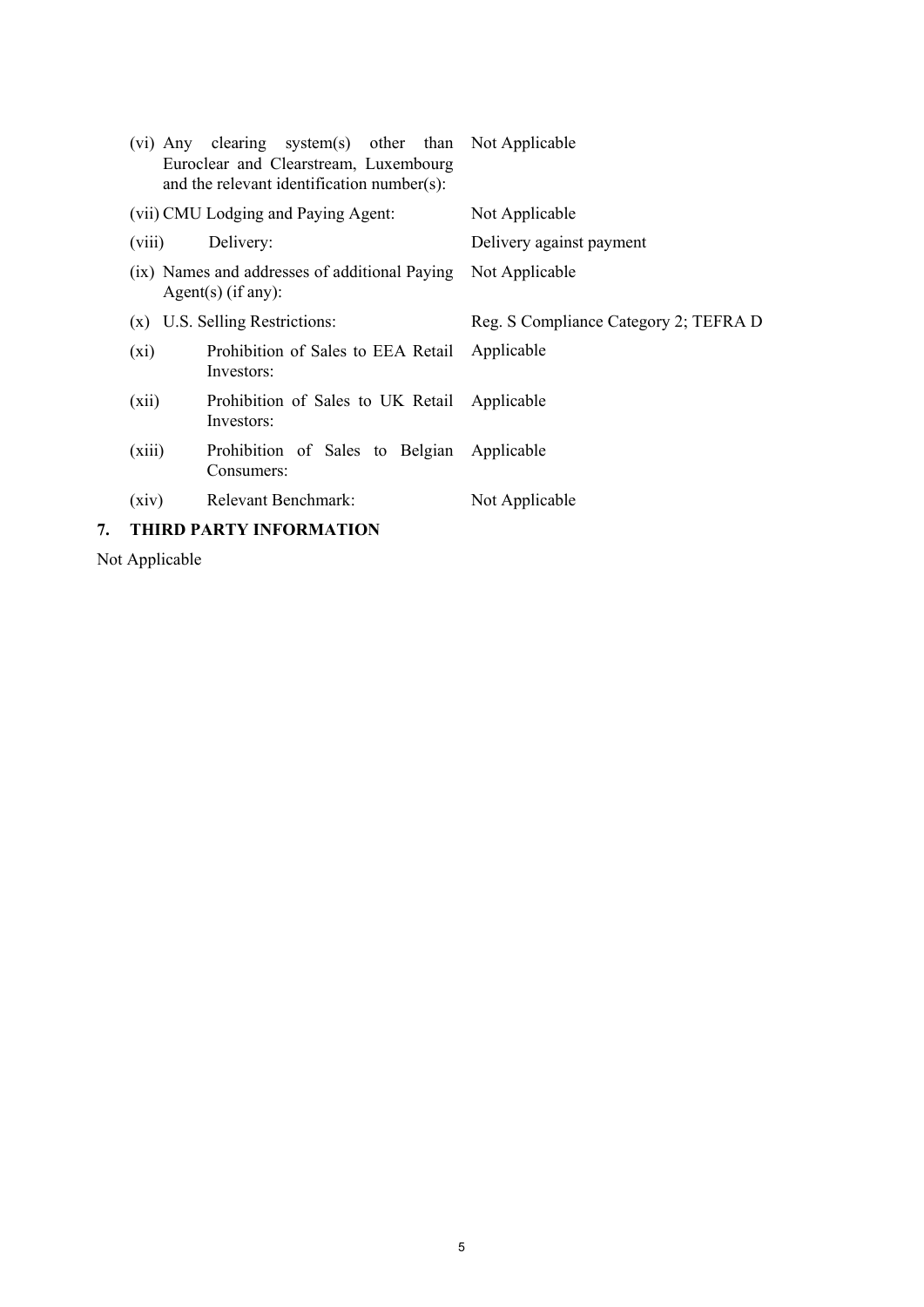| | |
|---|---|
| (vi) Any clearing system(s) other than Euroclear and Clearstream, Luxembourg and the relevant identification number(s): | Not Applicable |
| (vii) CMU Lodging and Paying Agent: | Not Applicable |
| (viii) Delivery: | Delivery against payment |
| (ix) Names and addresses of additional Paying Agent(s) (if any): | Not Applicable |
| (x) U.S. Selling Restrictions: | Reg. S Compliance Category 2; TEFRA D |
| (xi) Prohibition of Sales to EEA Retail Investors: | Applicable |
| (xii) Prohibition of Sales to UK Retail Investors: | Applicable |
| (xiii) Prohibition of Sales to Belgian Consumers: | Applicable |
| (xiv) Relevant Benchmark: | Not Applicable |

## 7. THIRD PARTY INFORMATION

Not Applicable